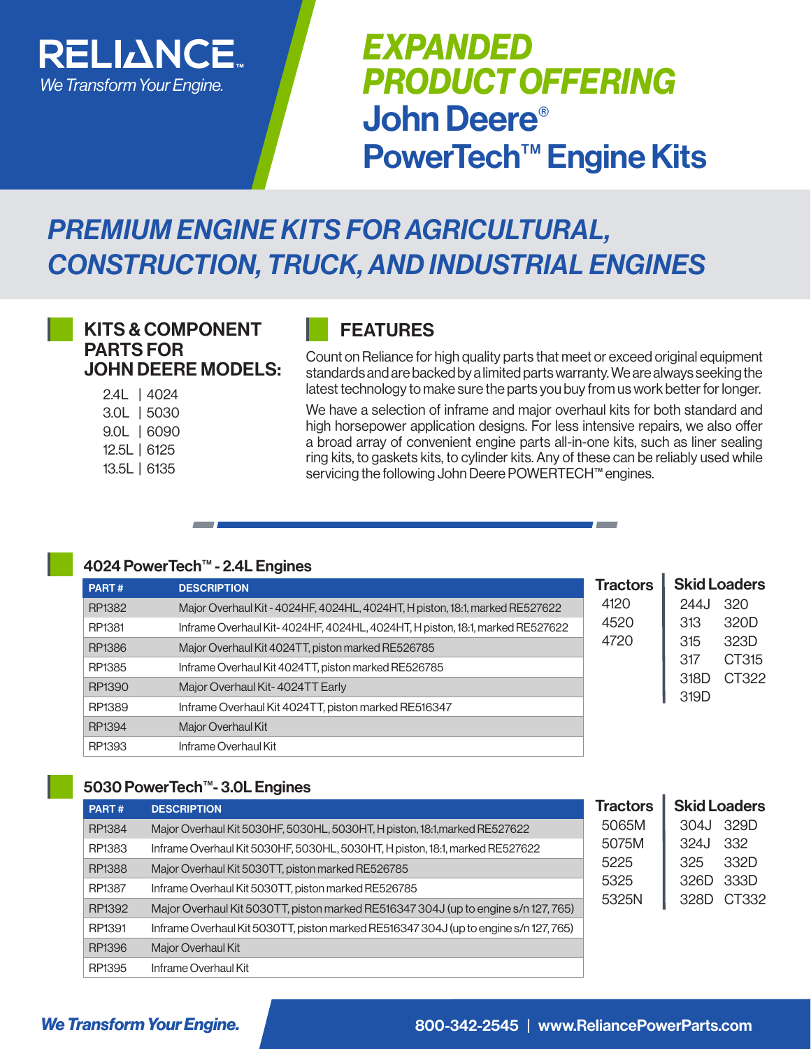RELIANCE™
*We Transform Your Engine.*

# *EXPANDED PRODUCT OFFERING*
# John Deere® PowerTech™ Engine Kits

## *PREMIUM ENGINE KITS FOR AGRICULTURAL, CONSTRUCTION, TRUCK, AND INDUSTRIAL ENGINES*

### KITS & COMPONENT PARTS FOR JOHN DEERE MODELS:

- 2.4L | 4024
- 3.0L | 5030
- 9.0L | 6090
- 12.5L | 6125
- 13.5L | 6135

### FEATURES

Count on Reliance for high quality parts that meet or exceed original equipment standards and are backed by a limited parts warranty. We are always seeking the latest technology to make sure the parts you buy from us work better for longer.

We have a selection of inframe and major overhaul kits for both standard and high horsepower application designs. For less intensive repairs, we also offer a broad array of convenient engine parts all-in-one kits, such as liner sealing ring kits, to gaskets kits, to cylinder kits. Any of these can be reliably used while servicing the following John Deere POWERTECH™ engines.

### 4024 PowerTech™ - 2.4L Engines

| PART # | DESCRIPTION |
|---|---|
| RP1382 | Major Overhaul Kit - 4024HF, 4024HL, 4024HT, H piston, 18:1, marked RE527622 |
| RP1381 | Inframe Overhaul Kit- 4024HF, 4024HL, 4024HT, H piston, 18:1, marked RE527622 |
| RP1386 | Major Overhaul Kit 4024TT, piston marked RE526785 |
| RP1385 | Inframe Overhaul Kit 4024TT, piston marked RE526785 |
| RP1390 | Major Overhaul Kit- 4024TT Early |
| RP1389 | Inframe Overhaul Kit 4024TT, piston marked RE516347 |
| RP1394 | Major Overhaul Kit |
| RP1393 | Inframe Overhaul Kit |

| Tractors | Skid Loaders | |
|---|---|---|
| 4120 | 244J | 320 |
| 4520 | 313 | 320D |
| 4720 | 315 | 323D |
| | 317 | CT315 |
| | 318D | CT322 |
| | 319D | |

### 5030 PowerTech™- 3.0L Engines

| PART # | DESCRIPTION |
|---|---|
| RP1384 | Major Overhaul Kit 5030HF, 5030HL, 5030HT, H piston, 18:1,marked RE527622 |
| RP1383 | Inframe Overhaul Kit 5030HF, 5030HL, 5030HT, H piston, 18:1, marked RE527622 |
| RP1388 | Major Overhaul Kit 5030TT, piston marked RE526785 |
| RP1387 | Inframe Overhaul Kit 5030TT, piston marked RE526785 |
| RP1392 | Major Overhaul Kit 5030TT, piston marked RE516347 304J (up to engine s/n 127, 765) |
| RP1391 | Inframe Overhaul Kit 5030TT, piston marked RE516347 304J (up to engine s/n 127, 765) |
| RP1396 | Major Overhaul Kit |
| RP1395 | Inframe Overhaul Kit |

| Tractors | Skid Loaders | |
|---|---|---|
| 5065M | 304J | 329D |
| 5075M | 324J | 332 |
| 5225 | 325 | 332D |
| 5325 | 326D | 333D |
| 5325N | 328D | CT332 |

*We Transform Your Engine.*

800-342-2545 | www.ReliancePowerParts.com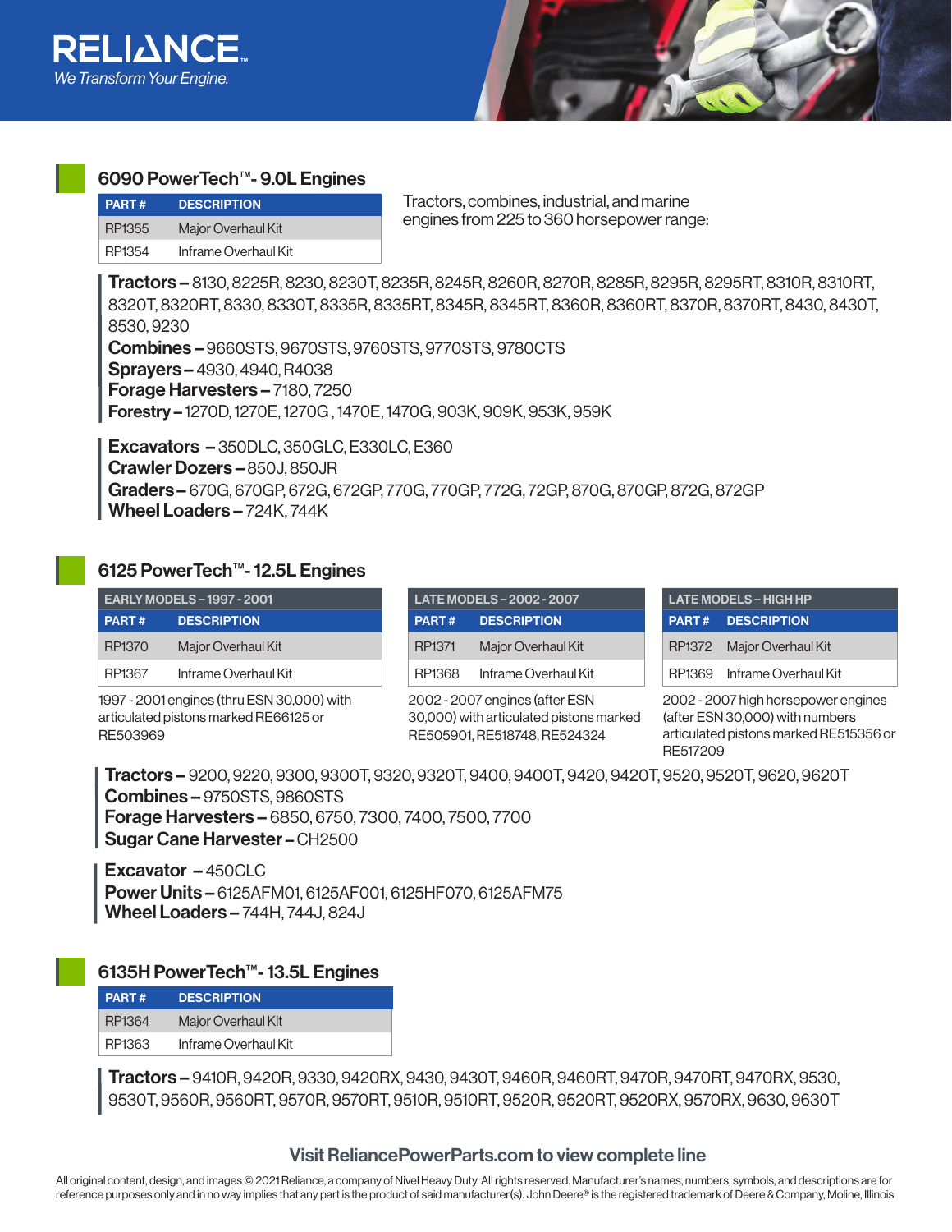RELIANCE

*We Transform Your Engine.*

## 6090 PowerTech™- 9.0L Engines

| PART # | DESCRIPTION |
|---|---|
| RP1355 | Major Overhaul Kit |
| RP1354 | Inframe Overhaul Kit |

Tractors, combines, industrial, and marine engines from 225 to 360 horsepower range:

**Tractors –** 8130, 8225R, 8230, 8230T, 8235R, 8245R, 8260R, 8270R, 8285R, 8295R, 8295RT, 8310R, 8310RT, 8320T, 8320RT, 8330, 8330T, 8335R, 8335RT, 8345R, 8345RT, 8360R, 8360RT, 8370R, 8370RT, 8430, 8430T, 8530, 9230
**Combines –** 9660STS, 9670STS, 9760STS, 9770STS, 9780CTS
**Sprayers –** 4930, 4940, R4038
**Forage Harvesters –** 7180, 7250
**Forestry –** 1270D, 1270E, 1270G , 1470E, 1470G, 903K, 909K, 953K, 959K

**Excavators –** 350DLC, 350GLC, E330LC, E360
**Crawler Dozers –** 850J, 850JR
**Graders –** 670G, 670GP, 672G, 672GP, 770G, 770GP, 772G, 72GP, 870G, 870GP, 872G, 872GP
**Wheel Loaders –** 724K, 744K

## 6125 PowerTech™- 12.5L Engines

| EARLY MODELS – 1997 - 2001 | |
|---|---|
| **PART #** | **DESCRIPTION** |
| RP1370 | Major Overhaul Kit |
| RP1367 | Inframe Overhaul Kit |

1997 - 2001 engines (thru ESN 30,000) with articulated pistons marked RE66125 or RE503969

| LATE MODELS – 2002 - 2007 | |
|---|---|
| **PART #** | **DESCRIPTION** |
| RP1371 | Major Overhaul Kit |
| RP1368 | Inframe Overhaul Kit |

2002 - 2007 engines (after ESN 30,000) with articulated pistons marked RE505901, RE518748, RE524324

| LATE MODELS – HIGH HP | |
|---|---|
| **PART #** | **DESCRIPTION** |
| RP1372 | Major Overhaul Kit |
| RP1369 | Inframe Overhaul Kit |

2002 - 2007 high horsepower engines (after ESN 30,000) with numbers articulated pistons marked RE515356 or RE517209

**Tractors –** 9200, 9220, 9300, 9300T, 9320, 9320T, 9400, 9400T, 9420, 9420T, 9520, 9520T, 9620, 9620T
**Combines –** 9750STS, 9860STS
**Forage Harvesters –** 6850, 6750, 7300, 7400, 7500, 7700
**Sugar Cane Harvester –** CH2500

**Excavator –** 450CLC
**Power Units –** 6125AFM01, 6125AF001, 6125HF070, 6125AFM75
**Wheel Loaders –** 744H, 744J, 824J

## 6135H PowerTech™- 13.5L Engines

| PART # | DESCRIPTION |
|---|---|
| RP1364 | Major Overhaul Kit |
| RP1363 | Inframe Overhaul Kit |

**Tractors –** 9410R, 9420R, 9330, 9420RX, 9430, 9430T, 9460R, 9460RT, 9470R, 9470RT, 9470RX, 9530, 9530T, 9560R, 9560RT, 9570R, 9570RT, 9510R, 9510RT, 9520R, 9520RT, 9520RX, 9570RX, 9630, 9630T

**Visit ReliancePowerParts.com to view complete line**

All original content, design, and images © 2021 Reliance, a company of Nivel Heavy Duty. All rights reserved. Manufacturer's names, numbers, symbols, and descriptions are for reference purposes only and in no way implies that any part is the product of said manufacturer(s). John Deere® is the registered trademark of Deere & Company, Moline, Illinois